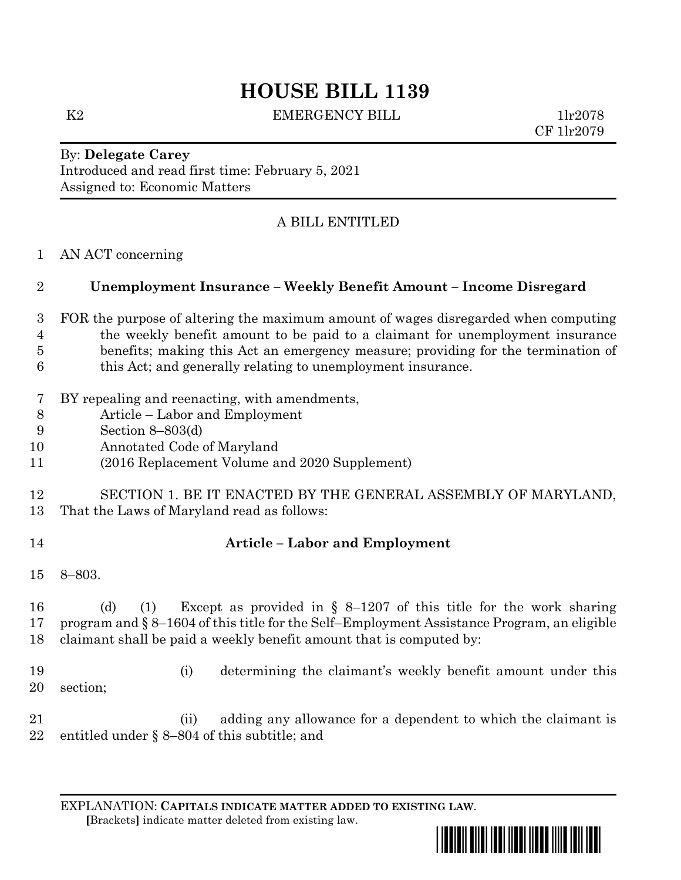# HOUSE BILL 1139

K2 EMERGENCY BILL 1lr2078
CF 1lr2079

By: **Delegate Carey**
Introduced and read first time: February 5, 2021
Assigned to: Economic Matters

A BILL ENTITLED

AN ACT concerning

**Unemployment Insurance – Weekly Benefit Amount – Income Disregard**

FOR the purpose of altering the maximum amount of wages disregarded when computing the weekly benefit amount to be paid to a claimant for unemployment insurance benefits; making this Act an emergency measure; providing for the termination of this Act; and generally relating to unemployment insurance.

BY repealing and reenacting, with amendments,
Article – Labor and Employment
Section 8–803(d)
Annotated Code of Maryland
(2016 Replacement Volume and 2020 Supplement)

SECTION 1. BE IT ENACTED BY THE GENERAL ASSEMBLY OF MARYLAND, That the Laws of Maryland read as follows:

**Article – Labor and Employment**

8–803.

(d) (1) Except as provided in § 8–1207 of this title for the work sharing program and § 8–1604 of this title for the Self–Employment Assistance Program, an eligible claimant shall be paid a weekly benefit amount that is computed by:

(i) determining the claimant's weekly benefit amount under this section;

(ii) adding any allowance for a dependent to which the claimant is entitled under § 8–804 of this subtitle; and

EXPLANATION: **CAPITALS INDICATE MATTER ADDED TO EXISTING LAW**.
**[**Brackets**]** indicate matter deleted from existing law.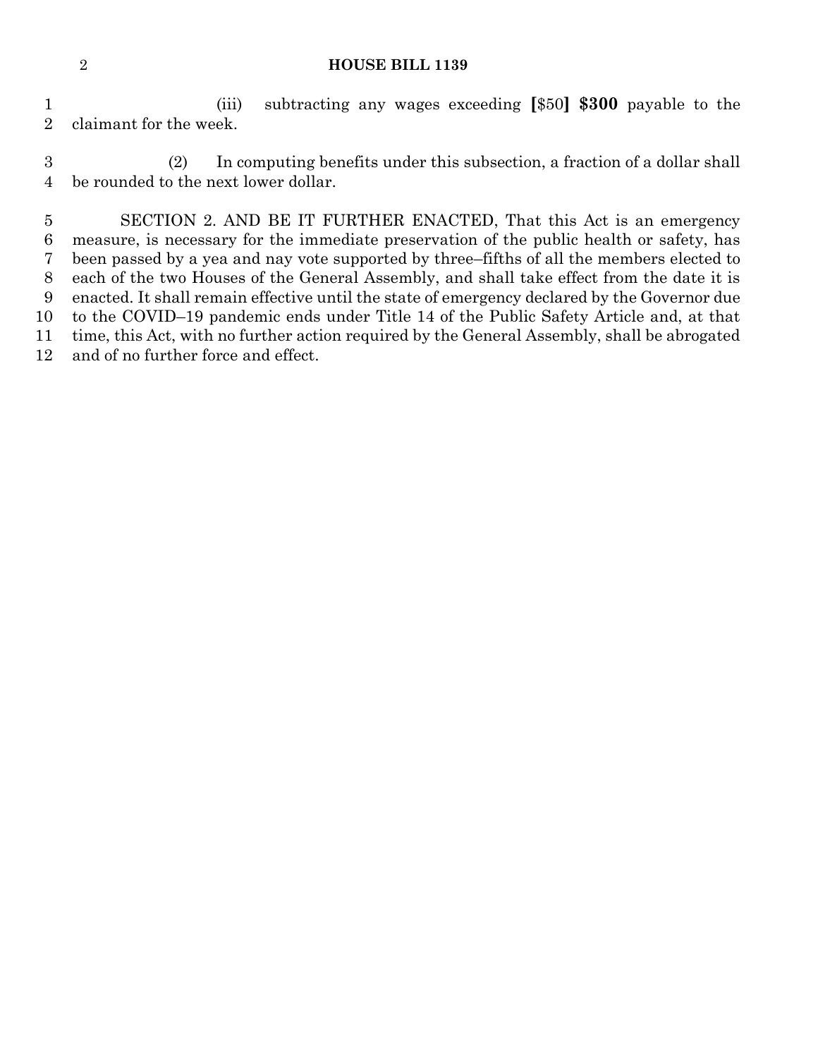(iii) subtracting any wages exceeding [$50] **$300** payable to the claimant for the week.

(2) In computing benefits under this subsection, a fraction of a dollar shall be rounded to the next lower dollar.

SECTION 2. AND BE IT FURTHER ENACTED, That this Act is an emergency measure, is necessary for the immediate preservation of the public health or safety, has been passed by a yea and nay vote supported by three–fifths of all the members elected to each of the two Houses of the General Assembly, and shall take effect from the date it is enacted. It shall remain effective until the state of emergency declared by the Governor due to the COVID–19 pandemic ends under Title 14 of the Public Safety Article and, at that time, this Act, with no further action required by the General Assembly, shall be abrogated and of no further force and effect.